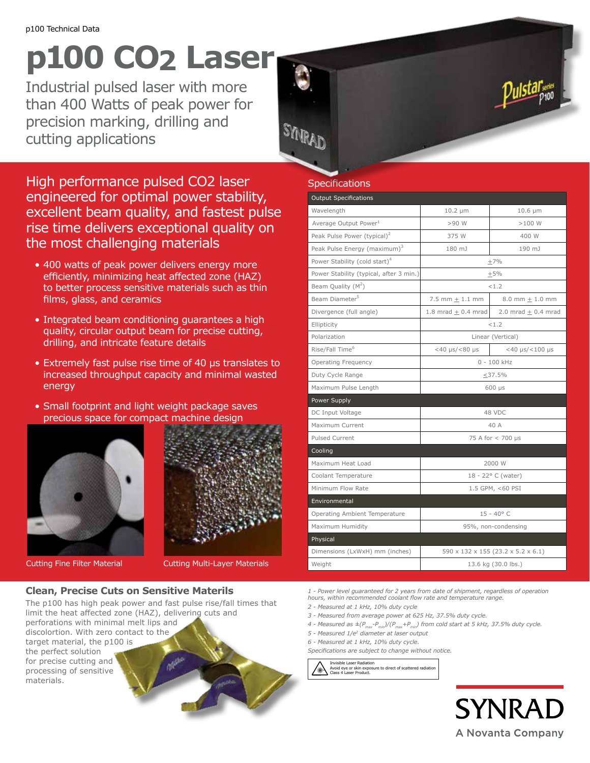p100 Technical Data

# p100 $CO_2$ Laser

Industrial pulsed laser with more than 400 Watts of peak power for precision marking, drilling and cutting applications

## High performance pulsed CO2 laser engineered for optimal power stability, excellent beam quality, and fastest pulse rise time delivers exceptional quality on the most challenging materials

- 400 watts of peak power delivers energy more efficiently, minimizing heat affected zone (HAZ) to better process sensitive materials such as thin films, glass, and ceramics
- Integrated beam conditioning guarantees a high quality, circular output beam for precise cutting, drilling, and intricate feature details
- Extremely fast pulse rise time of 40 µs translates to increased throughput capacity and minimal wasted energy
- Small footprint and light weight package saves precious space for compact machine design

Cutting Fine Filter Material

Cutting Multi-Layer Materials

## Specifications

| Output Specifications | | |
|---|---|---|
| Wavelength | 10.2 µm | 10.6 µm |
| Average Output Power[1] | >90 W | >100 W |
| Peak Pulse Power (typical)[2] | 375 W | 400 W |
| Peak Pulse Energy (maximum)[3] | 180 mJ | 190 mJ |
| Power Stability (cold start)[4] | ±7% | |
| Power Stability (typical, after 3 min.) | ±5% | |
| Beam Quality ($M^2$) | <1.2 | |
| Beam Diameter[5] | 7.5 mm ± 1.1 mm | 8.0 mm ± 1.0 mm |
| Divergence (full angle) | 1.8 mrad ± 0.4 mrad | 2.0 mrad ± 0.4 mrad |
| Ellipticity | <1.2 | |
| Polarization | Linear (Vertical) | |
| Rise/Fall Time[6] | <40 µs/<80 µs | <40 µs/<100 µs |
| Operating Frequency | 0 - 100 kHz | |
| Duty Cycle Range | ≤37.5% | |
| Maximum Pulse Length | 600 µs | |
| **Power Supply** | | |
| DC Input Voltage | 48 VDC | |
| Maximum Current | 40 A | |
| Pulsed Current | 75 A for < 700 µs | |
| **Cooling** | | |
| Maximum Heat Load | 2000 W | |
| Coolant Temperature | 18 - 22° C (water) | |
| Minimum Flow Rate | 1.5 GPM, <60 PSI | |
| **Environmental** | | |
| Operating Ambient Temperature | 15 - 40° C | |
| Maximum Humidity | 95%, non-condensing | |
| **Physical** | | |
| Dimensions (LxWxH) mm (inches) | 590 x 132 x 155 (23.2 x 5.2 x 6.1) | |
| Weight | 13.6 kg (30.0 lbs.) | |

*1 - Power level guaranteed for 2 years from date of shipment, regardless of operation hours, within recommended coolant flow rate and temperature range.*
*2 - Measured at 1 kHz, 10% duty cycle*
*3 - Measured from average power at 625 Hz, 37.5% duty cycle.*
*4 - Measured as $\pm(P_{max}-P_{min})/(P_{max}+P_{min})$ from cold start at 5 kHz, 37.5% duty cycle.*
*5 - Measured $1/e^2$ diameter at laser output*
*6 - Measured at 1 kHz, 10% duty cycle.*
*Specifications are subject to change without notice.*

Invisible Laser Radiation
Avoid eye or skin exposure to direct of scattered radiation
Class 4 Laser Product.

### Clean, Precise Cuts on Sensitive Materils

The p100 has high peak power and fast pulse rise/fall times that limit the heat affected zone (HAZ), delivering cuts and perforations with minimal melt lips and discolortion. With zero contact to the target material, the p100 is the perfect solution for precise cutting and processing of sensitive materials.

SYNRAD
A Novanta Company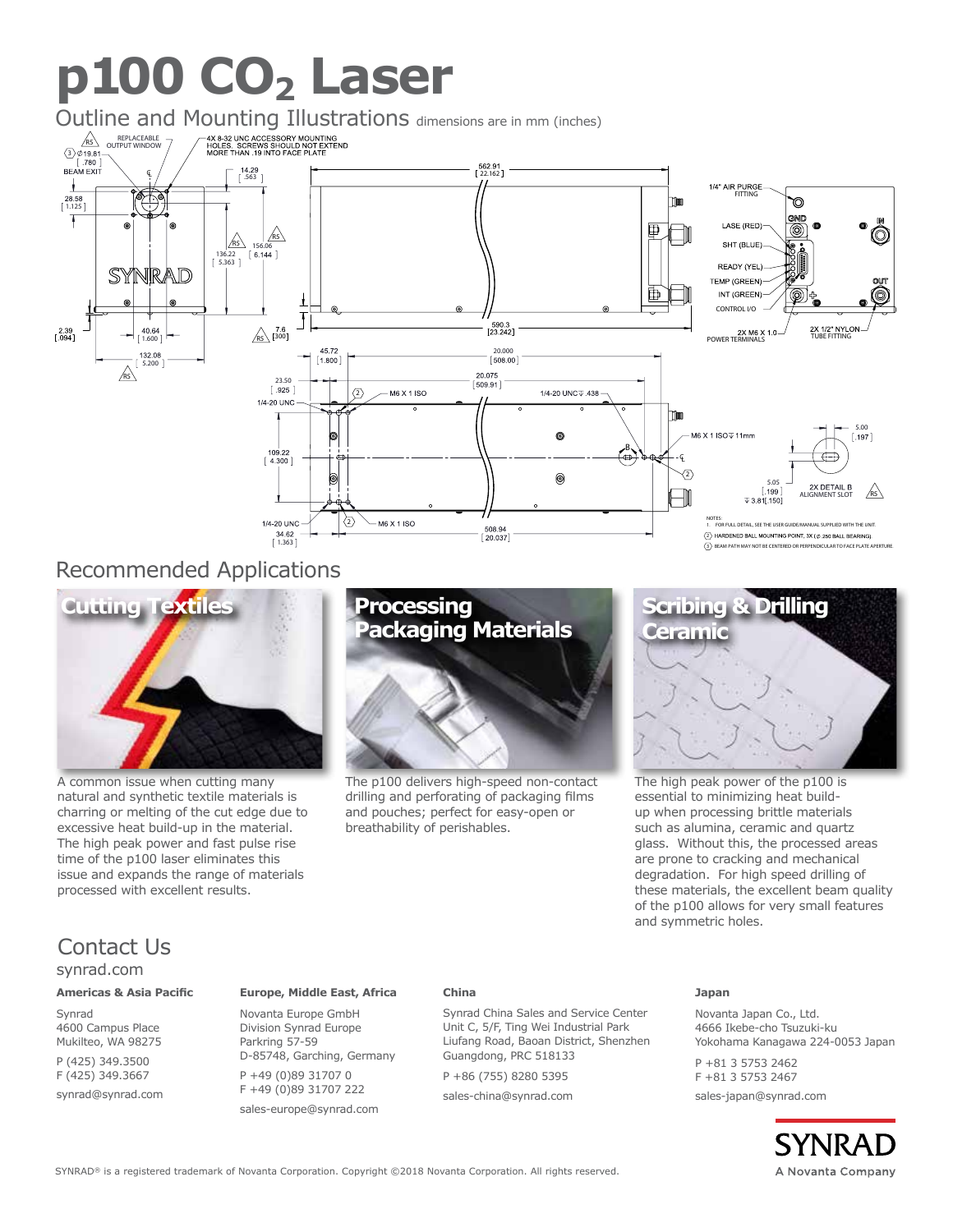# p100 $CO_2$ Laser

## Outline and Mounting Illustrations dimensions are in mm (inches)

REPLACEABLE OUTPUT WINDOW

4X 8-32 UNC ACCESSORY MOUNTING HOLES. SCREWS SHOULD NOT EXTEND MORE THAN .19 INTO FACE PLATE

Ø19.81 [.780] BEAM EXIT

28.58 [1.125]

14.29 [.563]

136.22 [5.363]

156.06 [6.144]

2.39 [.094]

40.64 [1.600]

132.08 [5.200]

7.6 [.300]

562.91 [22.162]

590.3 [23.242]

1/4" AIR PURGE FITTING

LASE (RED)

SHT (BLUE)

READY (YEL)

TEMP (GREEN)

INT (GREEN)

CONTROL I/O

GND

IN

OUT

2X M6 X 1.0 POWER TERMINALS

2X 1/2" NYLON TUBE FITTING

45.72 [1.800]

20.000 [508.00]

20.075 [509.91]

23.50 [.925]

1/4-20 UNC

M6 X 1 ISO

1/4-20 UNC ▽ .438

109.22 [4.300]

M6 X 1 ISO ▽ 11mm

5.00 [.197]

5.05 [.199]

▽ 3.81[.150]

2X DETAIL B ALIGNMENT SLOT

1/4-20 UNC

34.62 [1.363]

M6 X 1 ISO

508.94 [20.037]

NOTES:
1. FOR FULL DETAIL, SEE THE USER GUIDE/MANUAL SUPPLIED WITH THE UNIT.
2. HARDENED BALL MOUNTING POINT, 3X (Ø .250 BALL BEARING)
3. BEAM PATH MAY NOT BE CENTERED OR PERPENDICULAR TO FACE PLATE APERTURE.

## Recommended Applications

### Cutting Textiles

A common issue when cutting many natural and synthetic textile materials is charring or melting of the cut edge due to excessive heat build-up in the material. The high peak power and fast pulse rise time of the p100 laser eliminates this issue and expands the range of materials processed with excellent results.

### Processing Packaging Materials

The p100 delivers high-speed non-contact drilling and perforating of packaging films and pouches; perfect for easy-open or breathability of perishables.

### Scribing & Drilling Ceramic

The high peak power of the p100 is essential to minimizing heat build-up when processing brittle materials such as alumina, ceramic and quartz glass. Without this, the processed areas are prone to cracking and mechanical degradation. For high speed drilling of these materials, the excellent beam quality of the p100 allows for very small features and symmetric holes.

## Contact Us

synrad.com

**Americas & Asia Pacific**

Synrad
4600 Campus Place
Mukilteo, WA 98275

P (425) 349.3500
F (425) 349.3667

synrad@synrad.com

**Europe, Middle East, Africa**

Novanta Europe GmbH
Division Synrad Europe
Parkring 57-59
D-85748, Garching, Germany

P +49 (0)89 31707 0
F +49 (0)89 31707 222

sales-europe@synrad.com

**China**

Synrad China Sales and Service Center
Unit C, 5/F, Ting Wei Industrial Park
Liufang Road, Baoan District, Shenzhen
Guangdong, PRC 518133

P +86 (755) 8280 5395

sales-china@synrad.com

**Japan**

Novanta Japan Co., Ltd.
4666 Ikebe-cho Tsuzuki-ku
Yokohama Kanagawa 224-0053 Japan

P +81 3 5753 2462
F +81 3 5753 2467

sales-japan@synrad.com

SYNRAD
A Novanta Company

SYNRAD® is a registered trademark of Novanta Corporation. Copyright ©2018 Novanta Corporation. All rights reserved.